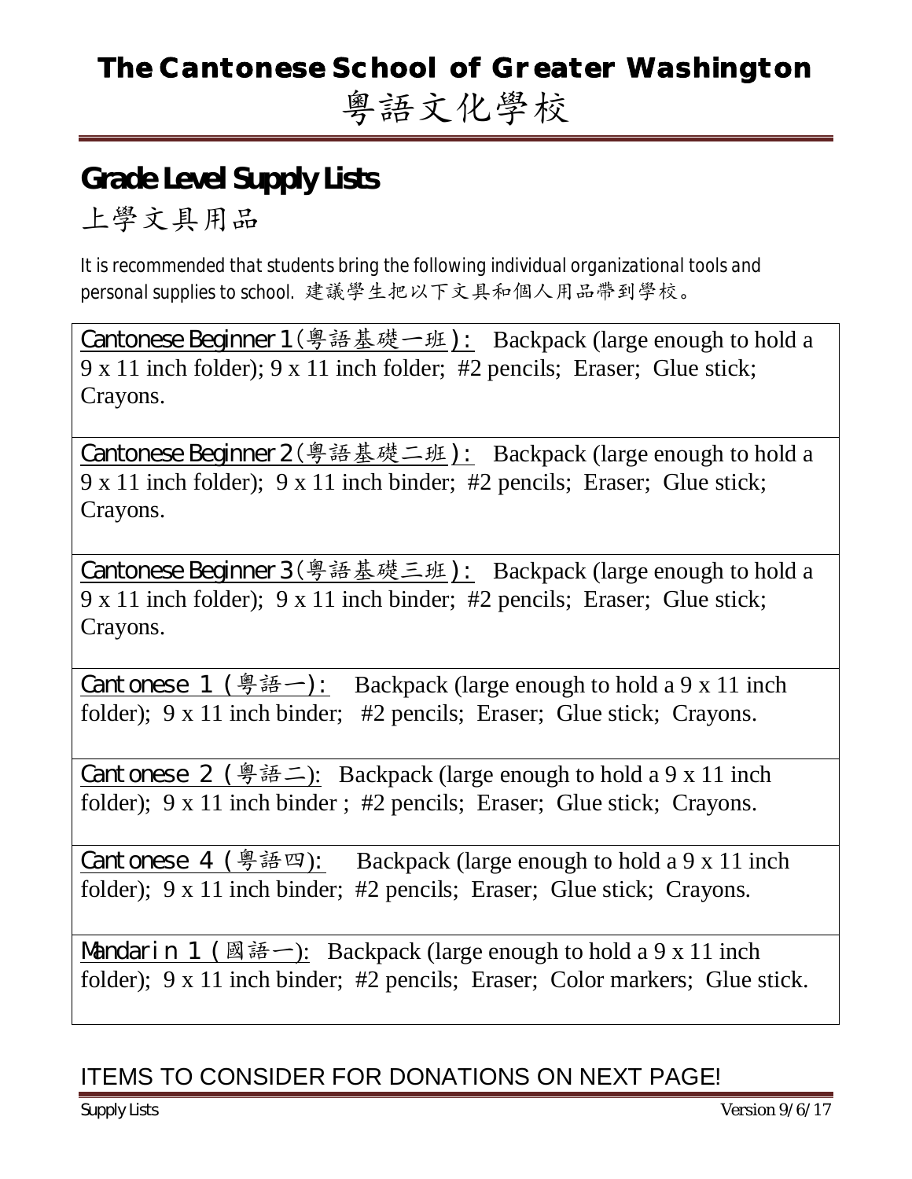# The Cantonese School of Greater Washington
# 粵語文化學校

## Grade Level Supply Lists

## 上學文具用品

It is recommended that students bring the following individual organizational tools and personal supplies to school. 建議學生把以下文具和個人用品帶到學校。

**Cantonese Beginner 1 (粵語基礎一班):** Backpack (large enough to hold a 9 x 11 inch folder); 9 x 11 inch folder; #2 pencils; Eraser; Glue stick; Crayons.

**Cantonese Beginner 2 (粵語基礎二班):** Backpack (large enough to hold a 9 x 11 inch folder); 9 x 11 inch binder; #2 pencils; Eraser; Glue stick; Crayons.

**Cantonese Beginner 3 (粵語基礎三班):** Backpack (large enough to hold a 9 x 11 inch folder); 9 x 11 inch binder; #2 pencils; Eraser; Glue stick; Crayons.

**Cantonese 1 (粵語一):** Backpack (large enough to hold a 9 x 11 inch folder); 9 x 11 inch binder; #2 pencils; Eraser; Glue stick; Crayons.

**Cantonese 2 (粵語二):** Backpack (large enough to hold a 9 x 11 inch folder); 9 x 11 inch binder ; #2 pencils; Eraser; Glue stick; Crayons.

**Cantonese 4 (粵語四):** Backpack (large enough to hold a 9 x 11 inch folder); 9 x 11 inch binder; #2 pencils; Eraser; Glue stick; Crayons.

**Mandarin 1 (國語一):** Backpack (large enough to hold a 9 x 11 inch folder); 9 x 11 inch binder; #2 pencils; Eraser; Color markers; Glue stick.

ITEMS TO CONSIDER FOR DONATIONS ON NEXT PAGE!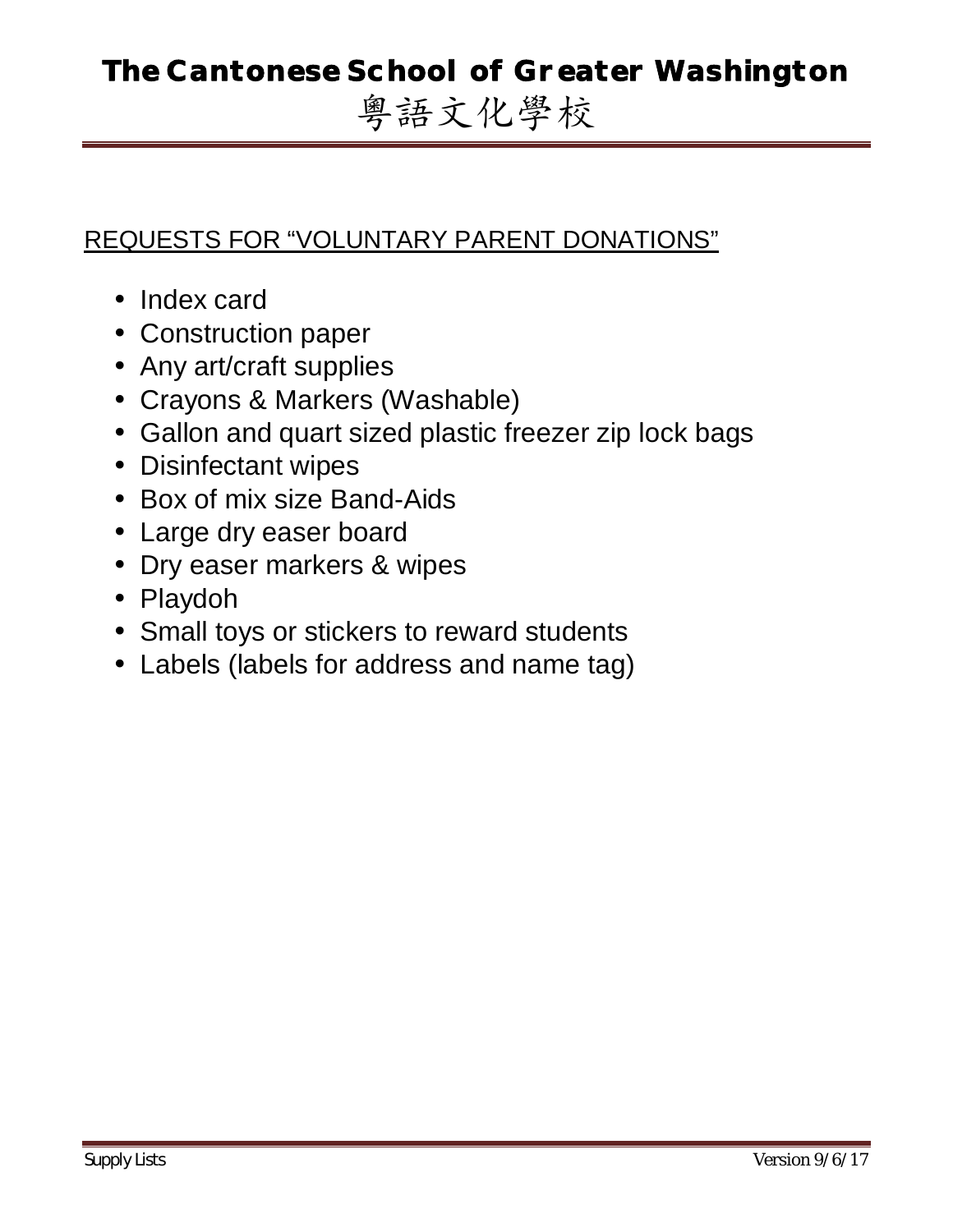# The Cantonese School of Greater Washington
# 粵語文化學校

REQUESTS FOR "VOLUNTARY PARENT DONATIONS"

- Index card
- Construction paper
- Any art/craft supplies
- Crayons & Markers (Washable)
- Gallon and quart sized plastic freezer zip lock bags
- Disinfectant wipes
- Box of mix size Band-Aids
- Large dry easer board
- Dry easer markers & wipes
- Playdoh
- Small toys or stickers to reward students
- Labels (labels for address and name tag)